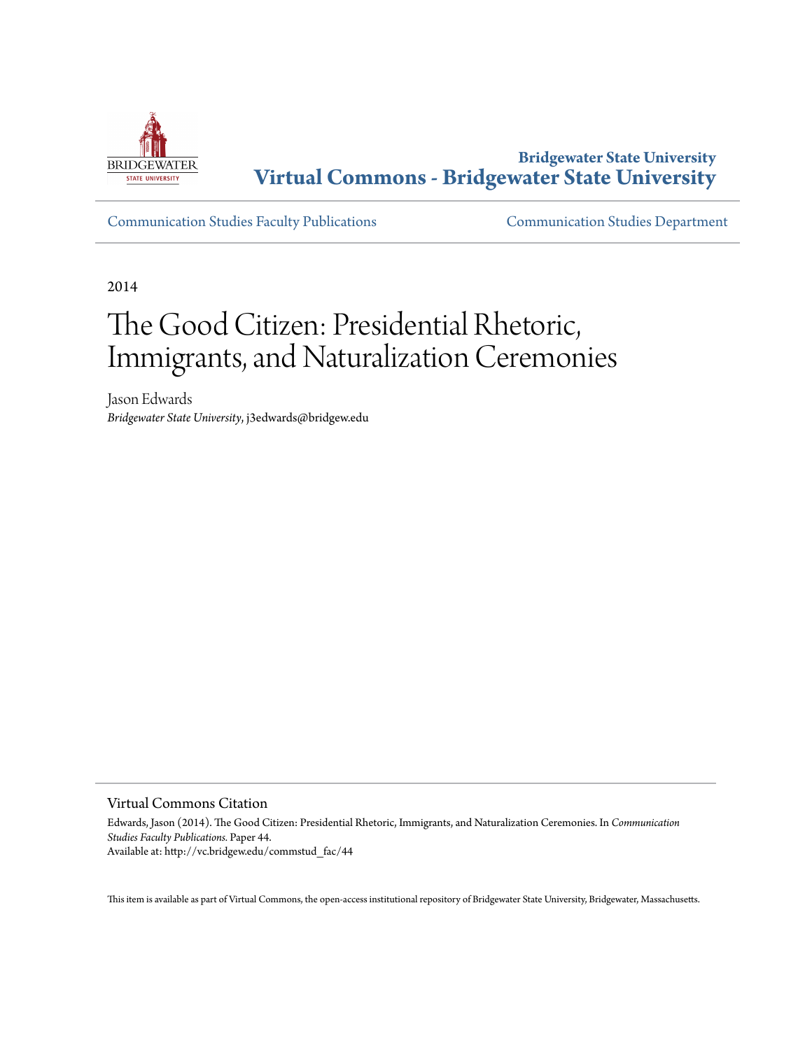Bridgewater State University
**Virtual Commons - Bridgewater State University**

Communication Studies Faculty Publications | Communication Studies Department

2014

# The Good Citizen: Presidential Rhetoric, Immigrants, and Naturalization Ceremonies

Jason Edwards
*Bridgewater State University*, j3edwards@bridgew.edu

## Virtual Commons Citation

Edwards, Jason (2014). The Good Citizen: Presidential Rhetoric, Immigrants, and Naturalization Ceremonies. In *Communication Studies Faculty Publications.* Paper 44.
Available at: http://vc.bridgew.edu/commstud_fac/44

This item is available as part of Virtual Commons, the open-access institutional repository of Bridgewater State University, Bridgewater, Massachusetts.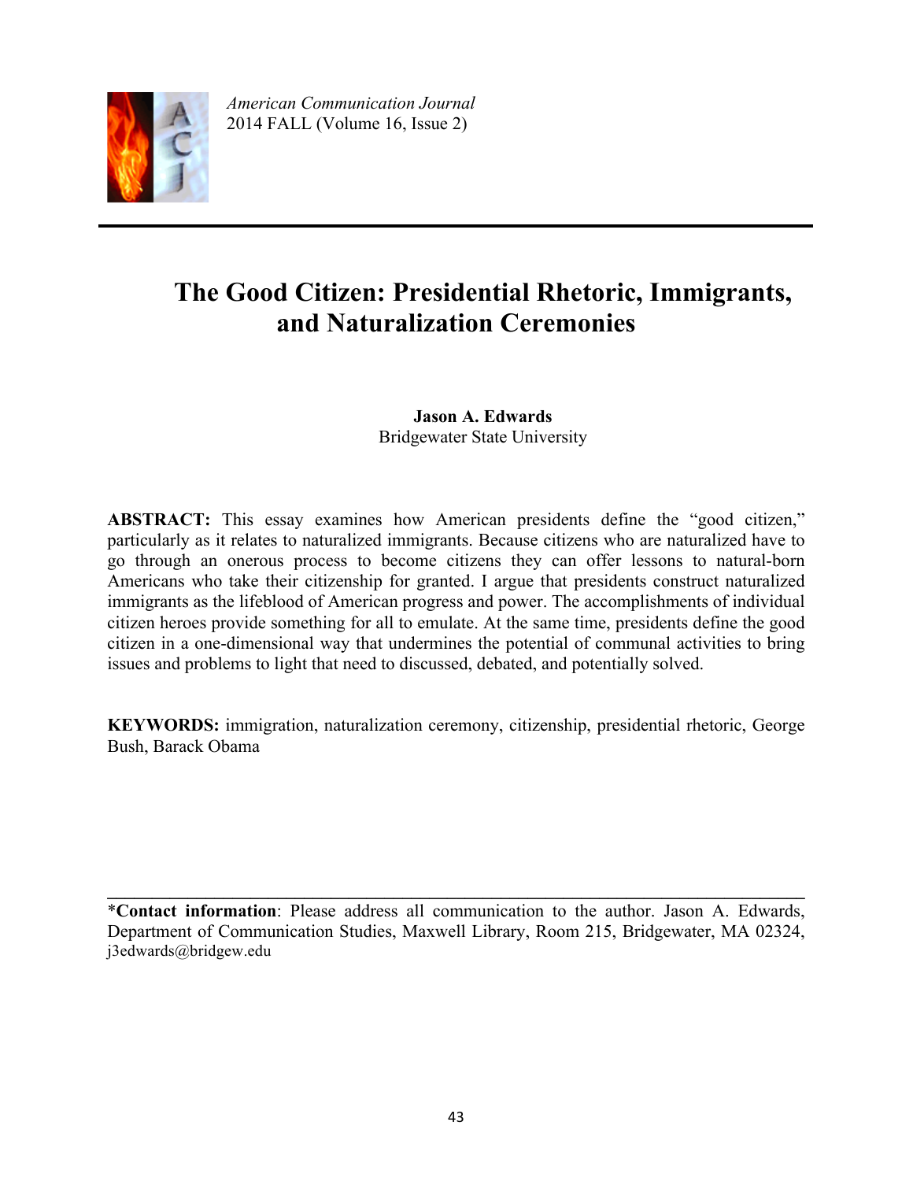# The Good Citizen: Presidential Rhetoric, Immigrants, and Naturalization Ceremonies

**Jason A. Edwards**
Bridgewater State University

**ABSTRACT:** This essay examines how American presidents define the "good citizen," particularly as it relates to naturalized immigrants. Because citizens who are naturalized have to go through an onerous process to become citizens they can offer lessons to natural-born Americans who take their citizenship for granted. I argue that presidents construct naturalized immigrants as the lifeblood of American progress and power. The accomplishments of individual citizen heroes provide something for all to emulate. At the same time, presidents define the good citizen in a one-dimensional way that undermines the potential of communal activities to bring issues and problems to light that need to discussed, debated, and potentially solved.

**KEYWORDS:** immigration, naturalization ceremony, citizenship, presidential rhetoric, George Bush, Barack Obama

---

***Contact information**: Please address all communication to the author. Jason A. Edwards, Department of Communication Studies, Maxwell Library, Room 215, Bridgewater, MA 02324, j3edwards@bridgew.edu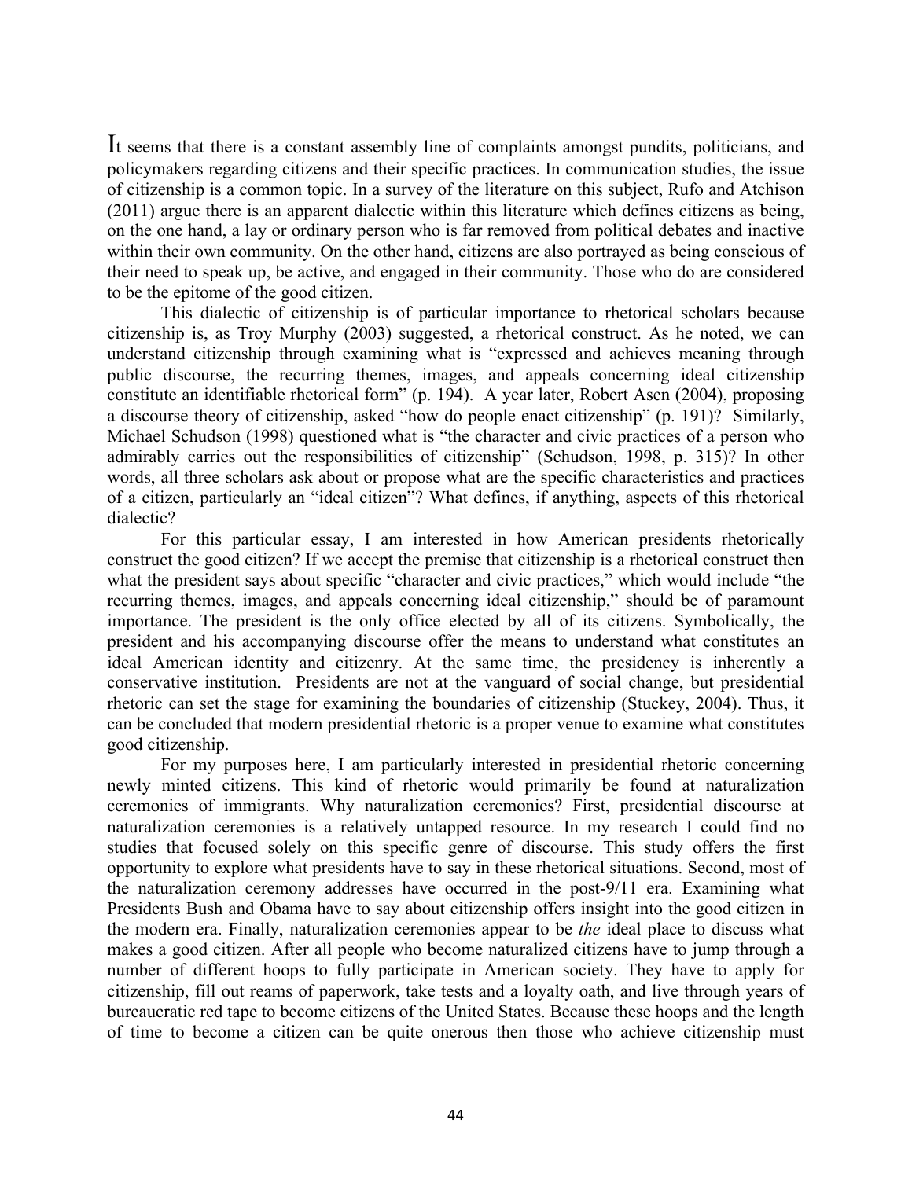It seems that there is a constant assembly line of complaints amongst pundits, politicians, and policymakers regarding citizens and their specific practices. In communication studies, the issue of citizenship is a common topic. In a survey of the literature on this subject, Rufo and Atchison (2011) argue there is an apparent dialectic within this literature which defines citizens as being, on the one hand, a lay or ordinary person who is far removed from political debates and inactive within their own community. On the other hand, citizens are also portrayed as being conscious of their need to speak up, be active, and engaged in their community. Those who do are considered to be the epitome of the good citizen.

This dialectic of citizenship is of particular importance to rhetorical scholars because citizenship is, as Troy Murphy (2003) suggested, a rhetorical construct. As he noted, we can understand citizenship through examining what is "expressed and achieves meaning through public discourse, the recurring themes, images, and appeals concerning ideal citizenship constitute an identifiable rhetorical form" (p. 194). A year later, Robert Asen (2004), proposing a discourse theory of citizenship, asked "how do people enact citizenship" (p. 191)? Similarly, Michael Schudson (1998) questioned what is "the character and civic practices of a person who admirably carries out the responsibilities of citizenship" (Schudson, 1998, p. 315)? In other words, all three scholars ask about or propose what are the specific characteristics and practices of a citizen, particularly an "ideal citizen"? What defines, if anything, aspects of this rhetorical dialectic?

For this particular essay, I am interested in how American presidents rhetorically construct the good citizen? If we accept the premise that citizenship is a rhetorical construct then what the president says about specific "character and civic practices," which would include "the recurring themes, images, and appeals concerning ideal citizenship," should be of paramount importance. The president is the only office elected by all of its citizens. Symbolically, the president and his accompanying discourse offer the means to understand what constitutes an ideal American identity and citizenry. At the same time, the presidency is inherently a conservative institution. Presidents are not at the vanguard of social change, but presidential rhetoric can set the stage for examining the boundaries of citizenship (Stuckey, 2004). Thus, it can be concluded that modern presidential rhetoric is a proper venue to examine what constitutes good citizenship.

For my purposes here, I am particularly interested in presidential rhetoric concerning newly minted citizens. This kind of rhetoric would primarily be found at naturalization ceremonies of immigrants. Why naturalization ceremonies? First, presidential discourse at naturalization ceremonies is a relatively untapped resource. In my research I could find no studies that focused solely on this specific genre of discourse. This study offers the first opportunity to explore what presidents have to say in these rhetorical situations. Second, most of the naturalization ceremony addresses have occurred in the post-9/11 era. Examining what Presidents Bush and Obama have to say about citizenship offers insight into the good citizen in the modern era. Finally, naturalization ceremonies appear to be *the* ideal place to discuss what makes a good citizen. After all people who become naturalized citizens have to jump through a number of different hoops to fully participate in American society. They have to apply for citizenship, fill out reams of paperwork, take tests and a loyalty oath, and live through years of bureaucratic red tape to become citizens of the United States. Because these hoops and the length of time to become a citizen can be quite onerous then those who achieve citizenship must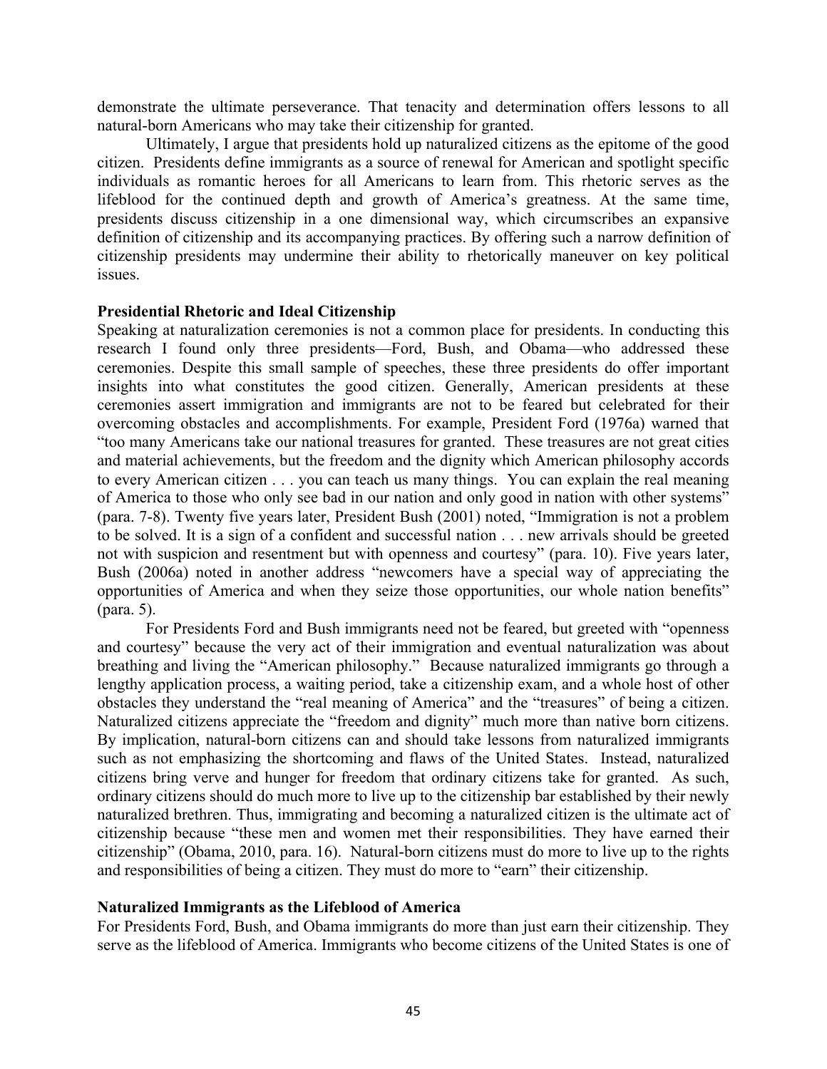demonstrate the ultimate perseverance. That tenacity and determination offers lessons to all natural-born Americans who may take their citizenship for granted.

Ultimately, I argue that presidents hold up naturalized citizens as the epitome of the good citizen. Presidents define immigrants as a source of renewal for American and spotlight specific individuals as romantic heroes for all Americans to learn from. This rhetoric serves as the lifeblood for the continued depth and growth of America's greatness. At the same time, presidents discuss citizenship in a one dimensional way, which circumscribes an expansive definition of citizenship and its accompanying practices. By offering such a narrow definition of citizenship presidents may undermine their ability to rhetorically maneuver on key political issues.

**Presidential Rhetoric and Ideal Citizenship**

Speaking at naturalization ceremonies is not a common place for presidents. In conducting this research I found only three presidents—Ford, Bush, and Obama—who addressed these ceremonies. Despite this small sample of speeches, these three presidents do offer important insights into what constitutes the good citizen. Generally, American presidents at these ceremonies assert immigration and immigrants are not to be feared but celebrated for their overcoming obstacles and accomplishments. For example, President Ford (1976a) warned that "too many Americans take our national treasures for granted. These treasures are not great cities and material achievements, but the freedom and the dignity which American philosophy accords to every American citizen . . . you can teach us many things. You can explain the real meaning of America to those who only see bad in our nation and only good in nation with other systems" (para. 7-8). Twenty five years later, President Bush (2001) noted, "Immigration is not a problem to be solved. It is a sign of a confident and successful nation . . . new arrivals should be greeted not with suspicion and resentment but with openness and courtesy" (para. 10). Five years later, Bush (2006a) noted in another address "newcomers have a special way of appreciating the opportunities of America and when they seize those opportunities, our whole nation benefits" (para. 5).

For Presidents Ford and Bush immigrants need not be feared, but greeted with "openness and courtesy" because the very act of their immigration and eventual naturalization was about breathing and living the "American philosophy." Because naturalized immigrants go through a lengthy application process, a waiting period, take a citizenship exam, and a whole host of other obstacles they understand the "real meaning of America" and the "treasures" of being a citizen. Naturalized citizens appreciate the "freedom and dignity" much more than native born citizens. By implication, natural-born citizens can and should take lessons from naturalized immigrants such as not emphasizing the shortcoming and flaws of the United States. Instead, naturalized citizens bring verve and hunger for freedom that ordinary citizens take for granted. As such, ordinary citizens should do much more to live up to the citizenship bar established by their newly naturalized brethren. Thus, immigrating and becoming a naturalized citizen is the ultimate act of citizenship because "these men and women met their responsibilities. They have earned their citizenship" (Obama, 2010, para. 16). Natural-born citizens must do more to live up to the rights and responsibilities of being a citizen. They must do more to "earn" their citizenship.

**Naturalized Immigrants as the Lifeblood of America**

For Presidents Ford, Bush, and Obama immigrants do more than just earn their citizenship. They serve as the lifeblood of America. Immigrants who become citizens of the United States is one of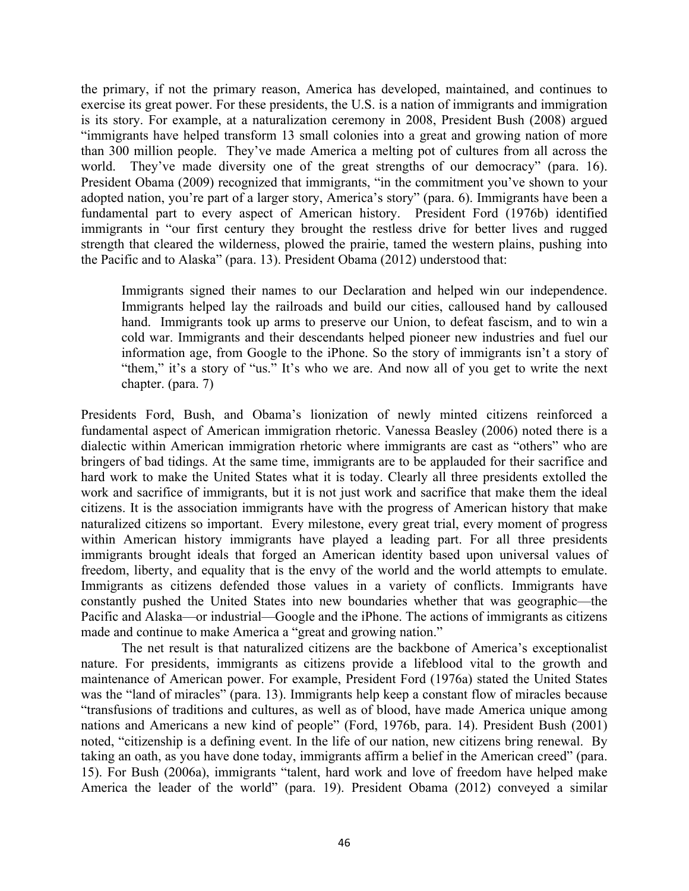the primary, if not the primary reason, America has developed, maintained, and continues to exercise its great power. For these presidents, the U.S. is a nation of immigrants and immigration is its story. For example, at a naturalization ceremony in 2008, President Bush (2008) argued "immigrants have helped transform 13 small colonies into a great and growing nation of more than 300 million people. They've made America a melting pot of cultures from all across the world. They've made diversity one of the great strengths of our democracy" (para. 16). President Obama (2009) recognized that immigrants, "in the commitment you've shown to your adopted nation, you're part of a larger story, America's story" (para. 6). Immigrants have been a fundamental part to every aspect of American history. President Ford (1976b) identified immigrants in "our first century they brought the restless drive for better lives and rugged strength that cleared the wilderness, plowed the prairie, tamed the western plains, pushing into the Pacific and to Alaska" (para. 13). President Obama (2012) understood that:

> Immigrants signed their names to our Declaration and helped win our independence. Immigrants helped lay the railroads and build our cities, calloused hand by calloused hand. Immigrants took up arms to preserve our Union, to defeat fascism, and to win a cold war. Immigrants and their descendants helped pioneer new industries and fuel our information age, from Google to the iPhone. So the story of immigrants isn't a story of "them," it's a story of "us." It's who we are. And now all of you get to write the next chapter. (para. 7)

Presidents Ford, Bush, and Obama's lionization of newly minted citizens reinforced a fundamental aspect of American immigration rhetoric. Vanessa Beasley (2006) noted there is a dialectic within American immigration rhetoric where immigrants are cast as "others" who are bringers of bad tidings. At the same time, immigrants are to be applauded for their sacrifice and hard work to make the United States what it is today. Clearly all three presidents extolled the work and sacrifice of immigrants, but it is not just work and sacrifice that make them the ideal citizens. It is the association immigrants have with the progress of American history that make naturalized citizens so important. Every milestone, every great trial, every moment of progress within American history immigrants have played a leading part. For all three presidents immigrants brought ideals that forged an American identity based upon universal values of freedom, liberty, and equality that is the envy of the world and the world attempts to emulate. Immigrants as citizens defended those values in a variety of conflicts. Immigrants have constantly pushed the United States into new boundaries whether that was geographic—the Pacific and Alaska—or industrial—Google and the iPhone. The actions of immigrants as citizens made and continue to make America a "great and growing nation."

The net result is that naturalized citizens are the backbone of America's exceptionalist nature. For presidents, immigrants as citizens provide a lifeblood vital to the growth and maintenance of American power. For example, President Ford (1976a) stated the United States was the "land of miracles" (para. 13). Immigrants help keep a constant flow of miracles because "transfusions of traditions and cultures, as well as of blood, have made America unique among nations and Americans a new kind of people" (Ford, 1976b, para. 14). President Bush (2001) noted, "citizenship is a defining event. In the life of our nation, new citizens bring renewal. By taking an oath, as you have done today, immigrants affirm a belief in the American creed" (para. 15). For Bush (2006a), immigrants "talent, hard work and love of freedom have helped make America the leader of the world" (para. 19). President Obama (2012) conveyed a similar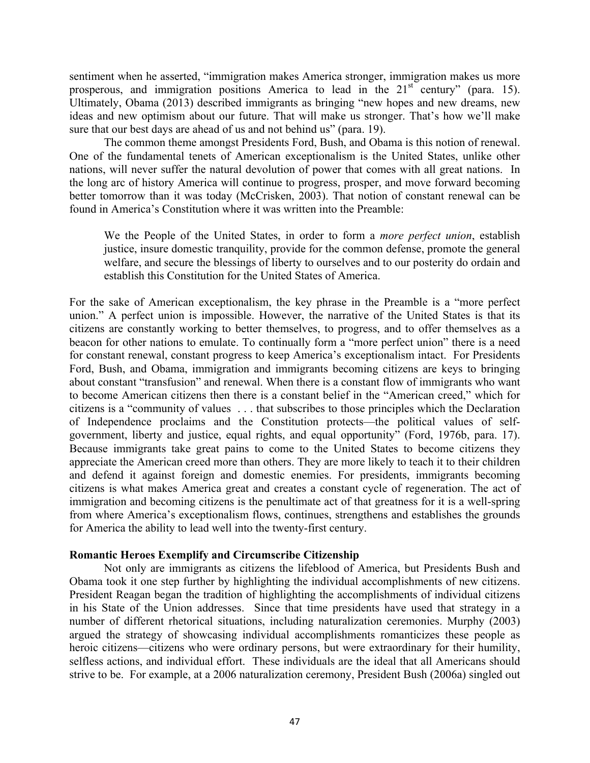sentiment when he asserted, "immigration makes America stronger, immigration makes us more prosperous, and immigration positions America to lead in the 21st century" (para. 15). Ultimately, Obama (2013) described immigrants as bringing "new hopes and new dreams, new ideas and new optimism about our future. That will make us stronger. That's how we'll make sure that our best days are ahead of us and not behind us" (para. 19).

The common theme amongst Presidents Ford, Bush, and Obama is this notion of renewal. One of the fundamental tenets of American exceptionalism is the United States, unlike other nations, will never suffer the natural devolution of power that comes with all great nations. In the long arc of history America will continue to progress, prosper, and move forward becoming better tomorrow than it was today (McCrisken, 2003). That notion of constant renewal can be found in America's Constitution where it was written into the Preamble:

> We the People of the United States, in order to form a *more perfect union*, establish justice, insure domestic tranquility, provide for the common defense, promote the general welfare, and secure the blessings of liberty to ourselves and to our posterity do ordain and establish this Constitution for the United States of America.

For the sake of American exceptionalism, the key phrase in the Preamble is a "more perfect union." A perfect union is impossible. However, the narrative of the United States is that its citizens are constantly working to better themselves, to progress, and to offer themselves as a beacon for other nations to emulate. To continually form a "more perfect union" there is a need for constant renewal, constant progress to keep America's exceptionalism intact. For Presidents Ford, Bush, and Obama, immigration and immigrants becoming citizens are keys to bringing about constant "transfusion" and renewal. When there is a constant flow of immigrants who want to become American citizens then there is a constant belief in the "American creed," which for citizens is a "community of values . . . that subscribes to those principles which the Declaration of Independence proclaims and the Constitution protects—the political values of self-government, liberty and justice, equal rights, and equal opportunity" (Ford, 1976b, para. 17). Because immigrants take great pains to come to the United States to become citizens they appreciate the American creed more than others. They are more likely to teach it to their children and defend it against foreign and domestic enemies. For presidents, immigrants becoming citizens is what makes America great and creates a constant cycle of regeneration. The act of immigration and becoming citizens is the penultimate act of that greatness for it is a well-spring from where America's exceptionalism flows, continues, strengthens and establishes the grounds for America the ability to lead well into the twenty-first century.

**Romantic Heroes Exemplify and Circumscribe Citizenship**

Not only are immigrants as citizens the lifeblood of America, but Presidents Bush and Obama took it one step further by highlighting the individual accomplishments of new citizens. President Reagan began the tradition of highlighting the accomplishments of individual citizens in his State of the Union addresses. Since that time presidents have used that strategy in a number of different rhetorical situations, including naturalization ceremonies. Murphy (2003) argued the strategy of showcasing individual accomplishments romanticizes these people as heroic citizens—citizens who were ordinary persons, but were extraordinary for their humility, selfless actions, and individual effort. These individuals are the ideal that all Americans should strive to be. For example, at a 2006 naturalization ceremony, President Bush (2006a) singled out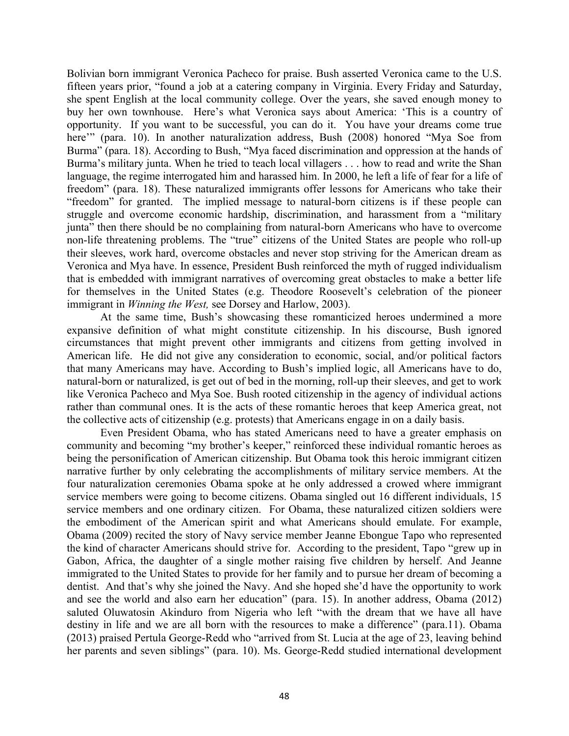Bolivian born immigrant Veronica Pacheco for praise. Bush asserted Veronica came to the U.S. fifteen years prior, "found a job at a catering company in Virginia. Every Friday and Saturday, she spent English at the local community college. Over the years, she saved enough money to buy her own townhouse. Here's what Veronica says about America: 'This is a country of opportunity. If you want to be successful, you can do it. You have your dreams come true here'" (para. 10). In another naturalization address, Bush (2008) honored "Mya Soe from Burma" (para. 18). According to Bush, "Mya faced discrimination and oppression at the hands of Burma's military junta. When he tried to teach local villagers . . . how to read and write the Shan language, the regime interrogated him and harassed him. In 2000, he left a life of fear for a life of freedom" (para. 18). These naturalized immigrants offer lessons for Americans who take their "freedom" for granted. The implied message to natural-born citizens is if these people can struggle and overcome economic hardship, discrimination, and harassment from a "military junta" then there should be no complaining from natural-born Americans who have to overcome non-life threatening problems. The "true" citizens of the United States are people who roll-up their sleeves, work hard, overcome obstacles and never stop striving for the American dream as Veronica and Mya have. In essence, President Bush reinforced the myth of rugged individualism that is embedded with immigrant narratives of overcoming great obstacles to make a better life for themselves in the United States (e.g. Theodore Roosevelt's celebration of the pioneer immigrant in *Winning the West,* see Dorsey and Harlow, 2003).

At the same time, Bush's showcasing these romanticized heroes undermined a more expansive definition of what might constitute citizenship. In his discourse, Bush ignored circumstances that might prevent other immigrants and citizens from getting involved in American life. He did not give any consideration to economic, social, and/or political factors that many Americans may have. According to Bush's implied logic, all Americans have to do, natural-born or naturalized, is get out of bed in the morning, roll-up their sleeves, and get to work like Veronica Pacheco and Mya Soe. Bush rooted citizenship in the agency of individual actions rather than communal ones. It is the acts of these romantic heroes that keep America great, not the collective acts of citizenship (e.g. protests) that Americans engage in on a daily basis.

Even President Obama, who has stated Americans need to have a greater emphasis on community and becoming "my brother's keeper," reinforced these individual romantic heroes as being the personification of American citizenship. But Obama took this heroic immigrant citizen narrative further by only celebrating the accomplishments of military service members. At the four naturalization ceremonies Obama spoke at he only addressed a crowed where immigrant service members were going to become citizens. Obama singled out 16 different individuals, 15 service members and one ordinary citizen. For Obama, these naturalized citizen soldiers were the embodiment of the American spirit and what Americans should emulate. For example, Obama (2009) recited the story of Navy service member Jeanne Ebongue Tapo who represented the kind of character Americans should strive for. According to the president, Tapo "grew up in Gabon, Africa, the daughter of a single mother raising five children by herself. And Jeanne immigrated to the United States to provide for her family and to pursue her dream of becoming a dentist. And that's why she joined the Navy. And she hoped she'd have the opportunity to work and see the world and also earn her education" (para. 15). In another address, Obama (2012) saluted Oluwatosin Akinduro from Nigeria who left "with the dream that we have all have destiny in life and we are all born with the resources to make a difference" (para.11). Obama (2013) praised Pertula George-Redd who "arrived from St. Lucia at the age of 23, leaving behind her parents and seven siblings" (para. 10). Ms. George-Redd studied international development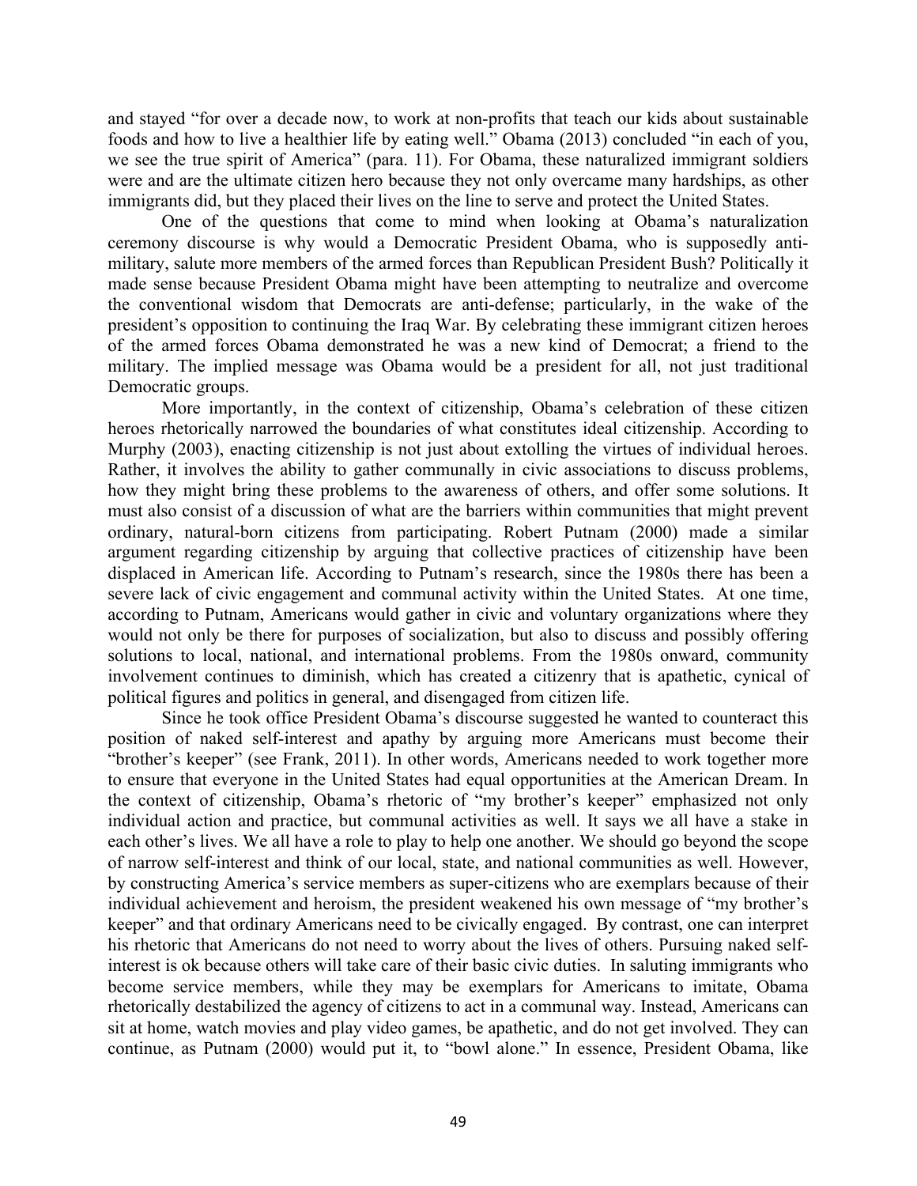and stayed "for over a decade now, to work at non-profits that teach our kids about sustainable foods and how to live a healthier life by eating well." Obama (2013) concluded "in each of you, we see the true spirit of America" (para. 11). For Obama, these naturalized immigrant soldiers were and are the ultimate citizen hero because they not only overcame many hardships, as other immigrants did, but they placed their lives on the line to serve and protect the United States.

One of the questions that come to mind when looking at Obama's naturalization ceremony discourse is why would a Democratic President Obama, who is supposedly anti-military, salute more members of the armed forces than Republican President Bush? Politically it made sense because President Obama might have been attempting to neutralize and overcome the conventional wisdom that Democrats are anti-defense; particularly, in the wake of the president's opposition to continuing the Iraq War. By celebrating these immigrant citizen heroes of the armed forces Obama demonstrated he was a new kind of Democrat; a friend to the military. The implied message was Obama would be a president for all, not just traditional Democratic groups.

More importantly, in the context of citizenship, Obama's celebration of these citizen heroes rhetorically narrowed the boundaries of what constitutes ideal citizenship. According to Murphy (2003), enacting citizenship is not just about extolling the virtues of individual heroes. Rather, it involves the ability to gather communally in civic associations to discuss problems, how they might bring these problems to the awareness of others, and offer some solutions. It must also consist of a discussion of what are the barriers within communities that might prevent ordinary, natural-born citizens from participating. Robert Putnam (2000) made a similar argument regarding citizenship by arguing that collective practices of citizenship have been displaced in American life. According to Putnam's research, since the 1980s there has been a severe lack of civic engagement and communal activity within the United States. At one time, according to Putnam, Americans would gather in civic and voluntary organizations where they would not only be there for purposes of socialization, but also to discuss and possibly offering solutions to local, national, and international problems. From the 1980s onward, community involvement continues to diminish, which has created a citizenry that is apathetic, cynical of political figures and politics in general, and disengaged from citizen life.

Since he took office President Obama's discourse suggested he wanted to counteract this position of naked self-interest and apathy by arguing more Americans must become their "brother's keeper" (see Frank, 2011). In other words, Americans needed to work together more to ensure that everyone in the United States had equal opportunities at the American Dream. In the context of citizenship, Obama's rhetoric of "my brother's keeper" emphasized not only individual action and practice, but communal activities as well. It says we all have a stake in each other's lives. We all have a role to play to help one another. We should go beyond the scope of narrow self-interest and think of our local, state, and national communities as well. However, by constructing America's service members as super-citizens who are exemplars because of their individual achievement and heroism, the president weakened his own message of "my brother's keeper" and that ordinary Americans need to be civically engaged. By contrast, one can interpret his rhetoric that Americans do not need to worry about the lives of others. Pursuing naked self-interest is ok because others will take care of their basic civic duties. In saluting immigrants who become service members, while they may be exemplars for Americans to imitate, Obama rhetorically destabilized the agency of citizens to act in a communal way. Instead, Americans can sit at home, watch movies and play video games, be apathetic, and do not get involved. They can continue, as Putnam (2000) would put it, to "bowl alone." In essence, President Obama, like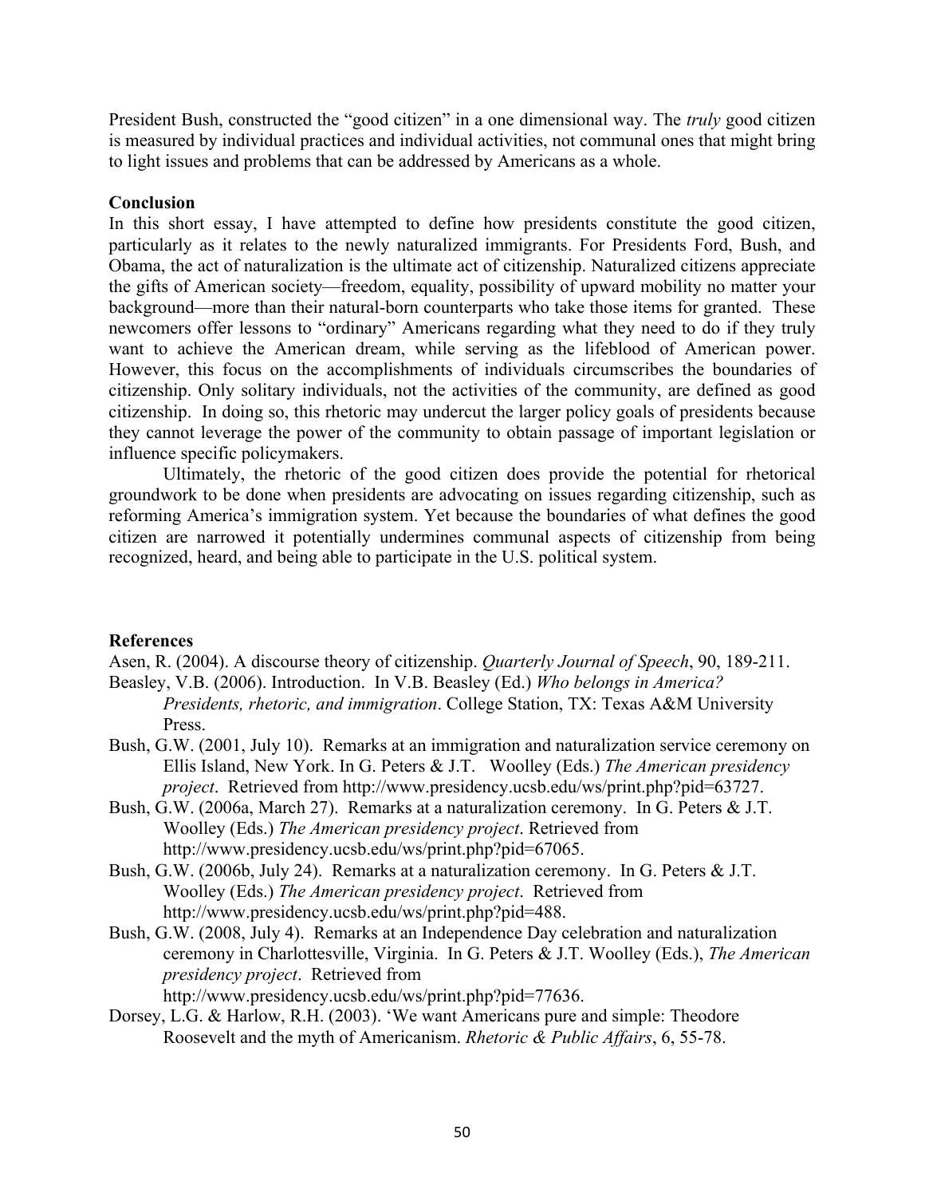President Bush, constructed the "good citizen" in a one dimensional way. The *truly* good citizen is measured by individual practices and individual activities, not communal ones that might bring to light issues and problems that can be addressed by Americans as a whole.

**Conclusion**

In this short essay, I have attempted to define how presidents constitute the good citizen, particularly as it relates to the newly naturalized immigrants. For Presidents Ford, Bush, and Obama, the act of naturalization is the ultimate act of citizenship. Naturalized citizens appreciate the gifts of American society—freedom, equality, possibility of upward mobility no matter your background—more than their natural-born counterparts who take those items for granted. These newcomers offer lessons to "ordinary" Americans regarding what they need to do if they truly want to achieve the American dream, while serving as the lifeblood of American power. However, this focus on the accomplishments of individuals circumscribes the boundaries of citizenship. Only solitary individuals, not the activities of the community, are defined as good citizenship. In doing so, this rhetoric may undercut the larger policy goals of presidents because they cannot leverage the power of the community to obtain passage of important legislation or influence specific policymakers.

Ultimately, the rhetoric of the good citizen does provide the potential for rhetorical groundwork to be done when presidents are advocating on issues regarding citizenship, such as reforming America's immigration system. Yet because the boundaries of what defines the good citizen are narrowed it potentially undermines communal aspects of citizenship from being recognized, heard, and being able to participate in the U.S. political system.

**References**

Asen, R. (2004). A discourse theory of citizenship. *Quarterly Journal of Speech*, 90, 189-211.

Beasley, V.B. (2006). Introduction. In V.B. Beasley (Ed.) *Who belongs in America? Presidents, rhetoric, and immigration*. College Station, TX: Texas A&M University Press.

Bush, G.W. (2001, July 10). Remarks at an immigration and naturalization service ceremony on Ellis Island, New York. In G. Peters & J.T. Woolley (Eds.) *The American presidency project*. Retrieved from http://www.presidency.ucsb.edu/ws/print.php?pid=63727.

Bush, G.W. (2006a, March 27). Remarks at a naturalization ceremony. In G. Peters & J.T. Woolley (Eds.) *The American presidency project*. Retrieved from http://www.presidency.ucsb.edu/ws/print.php?pid=67065.

Bush, G.W. (2006b, July 24). Remarks at a naturalization ceremony. In G. Peters & J.T. Woolley (Eds.) *The American presidency project*. Retrieved from http://www.presidency.ucsb.edu/ws/print.php?pid=488.

Bush, G.W. (2008, July 4). Remarks at an Independence Day celebration and naturalization ceremony in Charlottesville, Virginia. In G. Peters & J.T. Woolley (Eds.), *The American presidency project*. Retrieved from http://www.presidency.ucsb.edu/ws/print.php?pid=77636.

Dorsey, L.G. & Harlow, R.H. (2003). 'We want Americans pure and simple: Theodore Roosevelt and the myth of Americanism. *Rhetoric & Public Affairs*, 6, 55-78.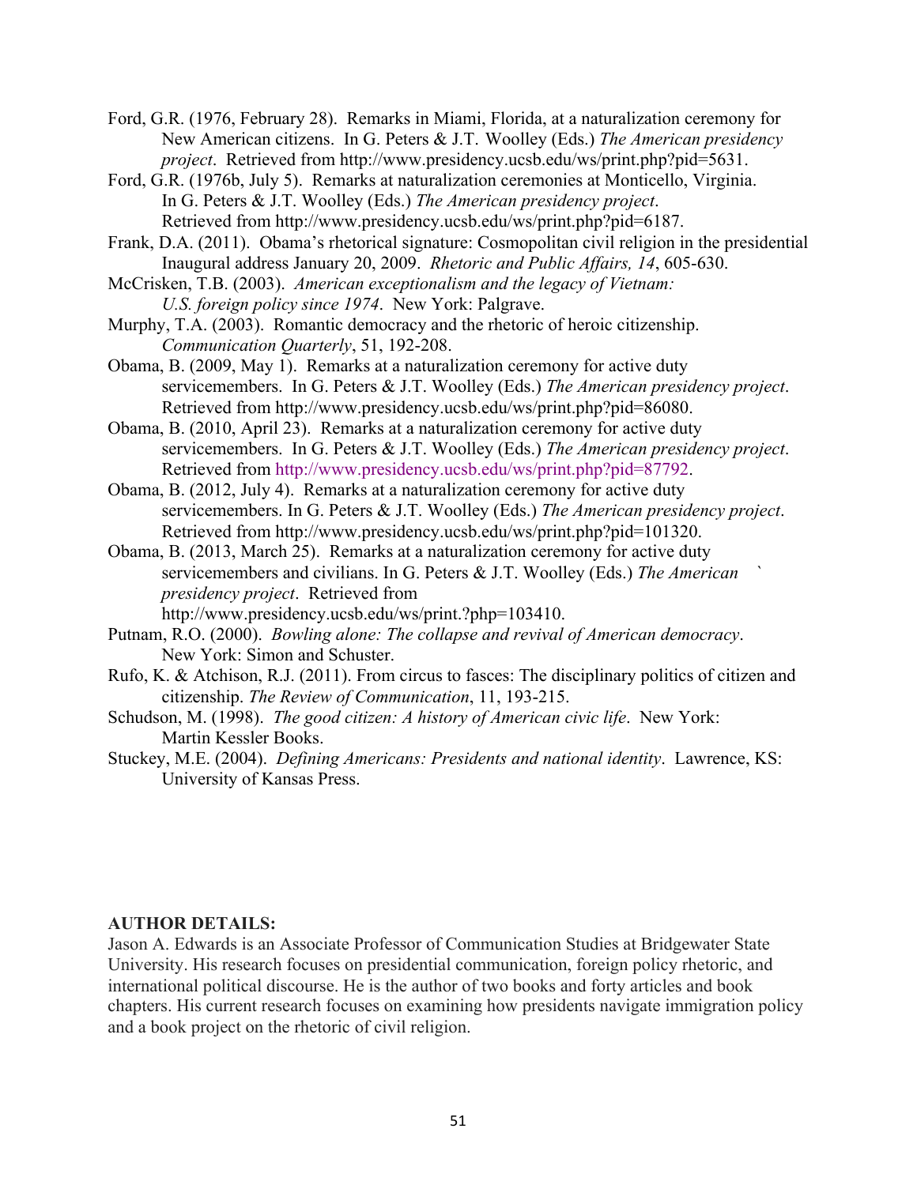Ford, G.R. (1976, February 28). Remarks in Miami, Florida, at a naturalization ceremony for New American citizens. In G. Peters & J.T. Woolley (Eds.) *The American presidency project*. Retrieved from http://www.presidency.ucsb.edu/ws/print.php?pid=5631.

Ford, G.R. (1976b, July 5). Remarks at naturalization ceremonies at Monticello, Virginia. In G. Peters & J.T. Woolley (Eds.) *The American presidency project*. Retrieved from http://www.presidency.ucsb.edu/ws/print.php?pid=6187.

Frank, D.A. (2011). Obama's rhetorical signature: Cosmopolitan civil religion in the presidential Inaugural address January 20, 2009. *Rhetoric and Public Affairs, 14*, 605-630.

McCrisken, T.B. (2003). *American exceptionalism and the legacy of Vietnam: U.S. foreign policy since 1974*. New York: Palgrave.

Murphy, T.A. (2003). Romantic democracy and the rhetoric of heroic citizenship. *Communication Quarterly*, 51, 192-208.

Obama, B. (2009, May 1). Remarks at a naturalization ceremony for active duty servicemembers. In G. Peters & J.T. Woolley (Eds.) *The American presidency project*. Retrieved from http://www.presidency.ucsb.edu/ws/print.php?pid=86080.

Obama, B. (2010, April 23). Remarks at a naturalization ceremony for active duty servicemembers. In G. Peters & J.T. Woolley (Eds.) *The American presidency project*. Retrieved from http://www.presidency.ucsb.edu/ws/print.php?pid=87792.

Obama, B. (2012, July 4). Remarks at a naturalization ceremony for active duty servicemembers. In G. Peters & J.T. Woolley (Eds.) *The American presidency project*. Retrieved from http://www.presidency.ucsb.edu/ws/print.php?pid=101320.

Obama, B. (2013, March 25). Remarks at a naturalization ceremony for active duty servicemembers and civilians. In G. Peters & J.T. Woolley (Eds.) *The American presidency project*. Retrieved from http://www.presidency.ucsb.edu/ws/print.?php=103410.

Putnam, R.O. (2000). *Bowling alone: The collapse and revival of American democracy*. New York: Simon and Schuster.

Rufo, K. & Atchison, R.J. (2011). From circus to fasces: The disciplinary politics of citizen and citizenship. *The Review of Communication*, 11, 193-215.

Schudson, M. (1998). *The good citizen: A history of American civic life*. New York: Martin Kessler Books.

Stuckey, M.E. (2004). *Defining Americans: Presidents and national identity*. Lawrence, KS: University of Kansas Press.

**AUTHOR DETAILS:**

Jason A. Edwards is an Associate Professor of Communication Studies at Bridgewater State University. His research focuses on presidential communication, foreign policy rhetoric, and international political discourse. He is the author of two books and forty articles and book chapters. His current research focuses on examining how presidents navigate immigration policy and a book project on the rhetoric of civil religion.